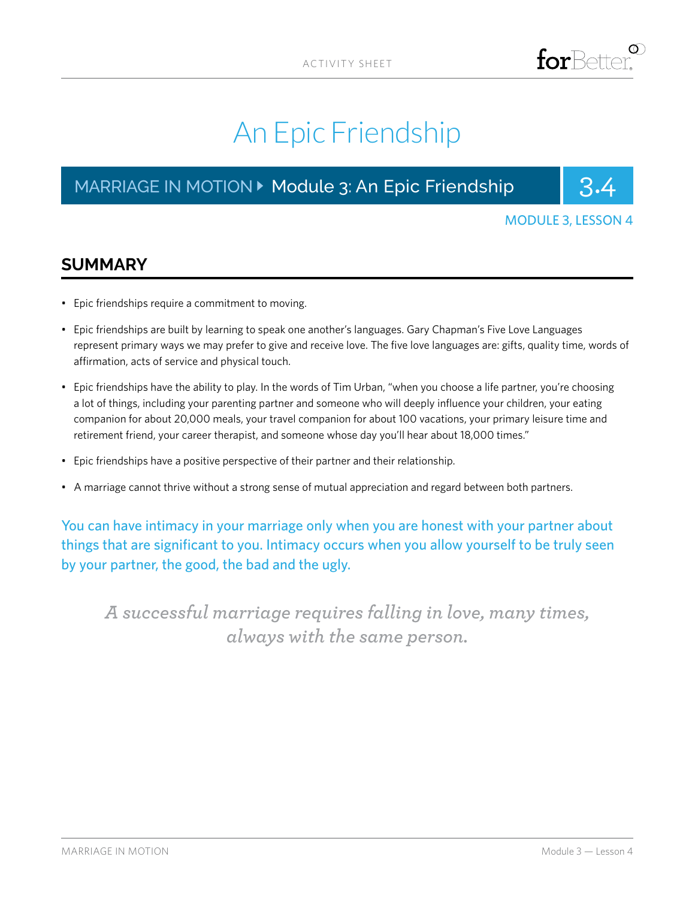ACTIVITY SHEET

# An Epic Friendship

## MARRIAGE IN MOTION ▸ Module 3: An Epic Friendship — 3.4

MODULE 3, LESSON 4

## SUMMARY

- Epic friendships require a commitment to moving.
- Epic friendships are built by learning to speak one another's languages. Gary Chapman's Five Love Languages represent primary ways we may prefer to give and receive love. The five love languages are: gifts, quality time, words of affirmation, acts of service and physical touch.
- Epic friendships have the ability to play. In the words of Tim Urban, "when you choose a life partner, you're choosing a lot of things, including your parenting partner and someone who will deeply influence your children, your eating companion for about 20,000 meals, your travel companion for about 100 vacations, your primary leisure time and retirement friend, your career therapist, and someone whose day you'll hear about 18,000 times."
- Epic friendships have a positive perspective of their partner and their relationship.
- A marriage cannot thrive without a strong sense of mutual appreciation and regard between both partners.

You can have intimacy in your marriage only when you are honest with your partner about things that are significant to you. Intimacy occurs when you allow yourself to be truly seen by your partner, the good, the bad and the ugly.

*A successful marriage requires falling in love, many times, always with the same person.*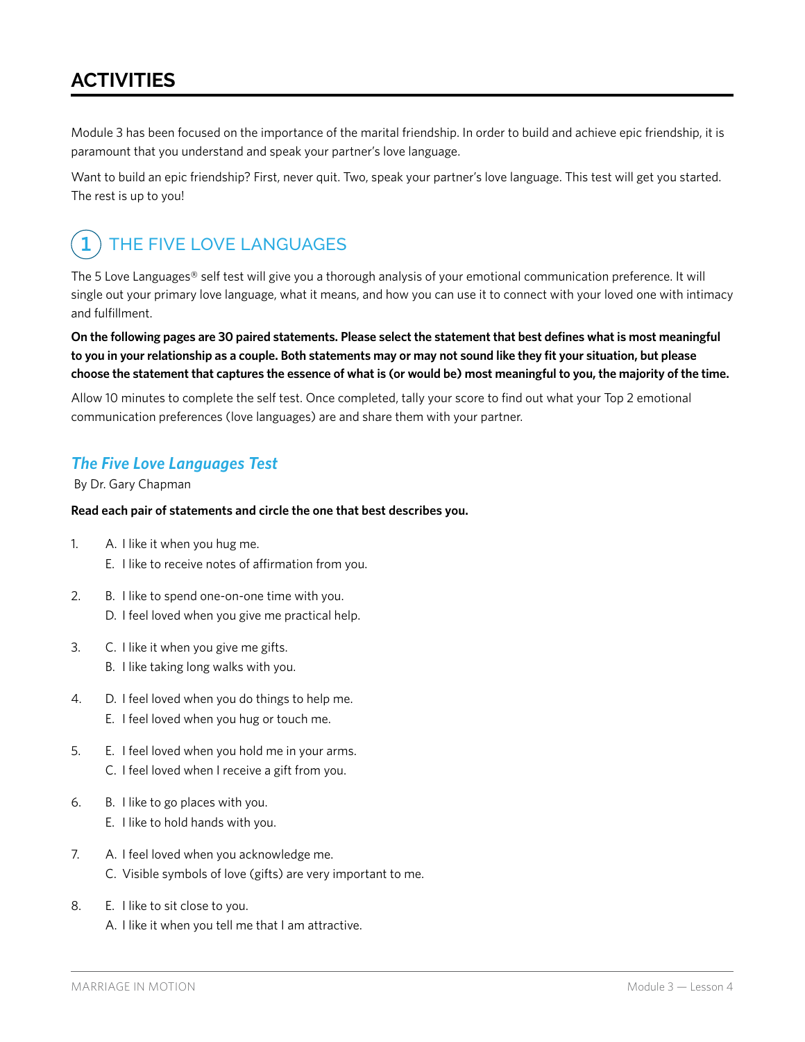# ACTIVITIES

Module 3 has been focused on the importance of the marital friendship. In order to build and achieve epic friendship, it is paramount that you understand and speak your partner's love language.

Want to build an epic friendship? First, never quit. Two, speak your partner's love language. This test will get you started. The rest is up to you!

## 1 THE FIVE LOVE LANGUAGES

The 5 Love Languages® self test will give you a thorough analysis of your emotional communication preference. It will single out your primary love language, what it means, and how you can use it to connect with your loved one with intimacy and fulfillment.

**On the following pages are 30 paired statements. Please select the statement that best defines what is most meaningful to you in your relationship as a couple. Both statements may or may not sound like they fit your situation, but please choose the statement that captures the essence of what is (or would be) most meaningful to you, the majority of the time.**

Allow 10 minutes to complete the self test. Once completed, tally your score to find out what your Top 2 emotional communication preferences (love languages) are and share them with your partner.

### *The Five Love Languages Test*

By Dr. Gary Chapman

**Read each pair of statements and circle the one that best describes you.**

1. A. I like it when you hug me.
   E. I like to receive notes of affirmation from you.

2. B. I like to spend one-on-one time with you.
   D. I feel loved when you give me practical help.

3. C. I like it when you give me gifts.
   B. I like taking long walks with you.

4. D. I feel loved when you do things to help me.
   E. I feel loved when you hug or touch me.

5. E. I feel loved when you hold me in your arms.
   C. I feel loved when I receive a gift from you.

6. B. I like to go places with you.
   E. I like to hold hands with you.

7. A. I feel loved when you acknowledge me.
   C. Visible symbols of love (gifts) are very important to me.

8. E. I like to sit close to you.
   A. I like it when you tell me that I am attractive.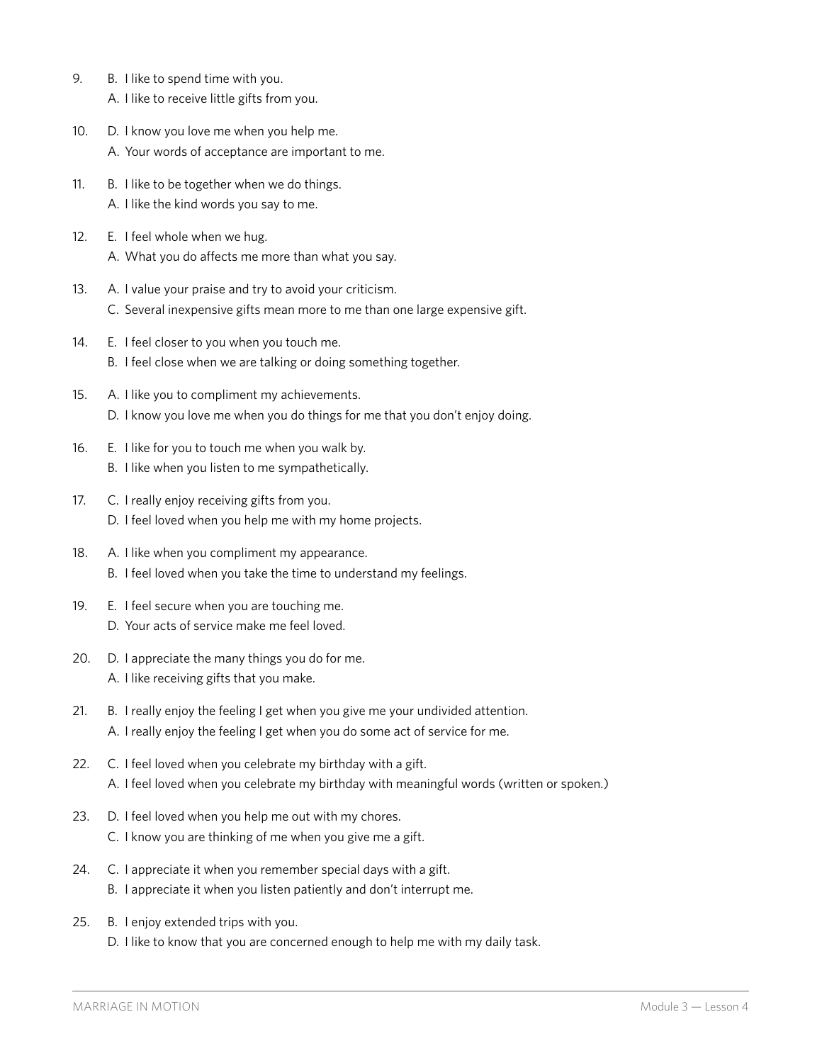9. B. I like to spend time with you.
   A. I like to receive little gifts from you.

10. D. I know you love me when you help me.
    A. Your words of acceptance are important to me.

11. B. I like to be together when we do things.
    A. I like the kind words you say to me.

12. E. I feel whole when we hug.
    A. What you do affects me more than what you say.

13. A. I value your praise and try to avoid your criticism.
    C. Several inexpensive gifts mean more to me than one large expensive gift.

14. E. I feel closer to you when you touch me.
    B. I feel close when we are talking or doing something together.

15. A. I like you to compliment my achievements.
    D. I know you love me when you do things for me that you don't enjoy doing.

16. E. I like for you to touch me when you walk by.
    B. I like when you listen to me sympathetically.

17. C. I really enjoy receiving gifts from you.
    D. I feel loved when you help me with my home projects.

18. A. I like when you compliment my appearance.
    B. I feel loved when you take the time to understand my feelings.

19. E. I feel secure when you are touching me.
    D. Your acts of service make me feel loved.

20. D. I appreciate the many things you do for me.
    A. I like receiving gifts that you make.

21. B. I really enjoy the feeling I get when you give me your undivided attention.
    A. I really enjoy the feeling I get when you do some act of service for me.

22. C. I feel loved when you celebrate my birthday with a gift.
    A. I feel loved when you celebrate my birthday with meaningful words (written or spoken.)

23. D. I feel loved when you help me out with my chores.
    C. I know you are thinking of me when you give me a gift.

24. C. I appreciate it when you remember special days with a gift.
    B. I appreciate it when you listen patiently and don't interrupt me.

25. B. I enjoy extended trips with you.
    D. I like to know that you are concerned enough to help me with my daily task.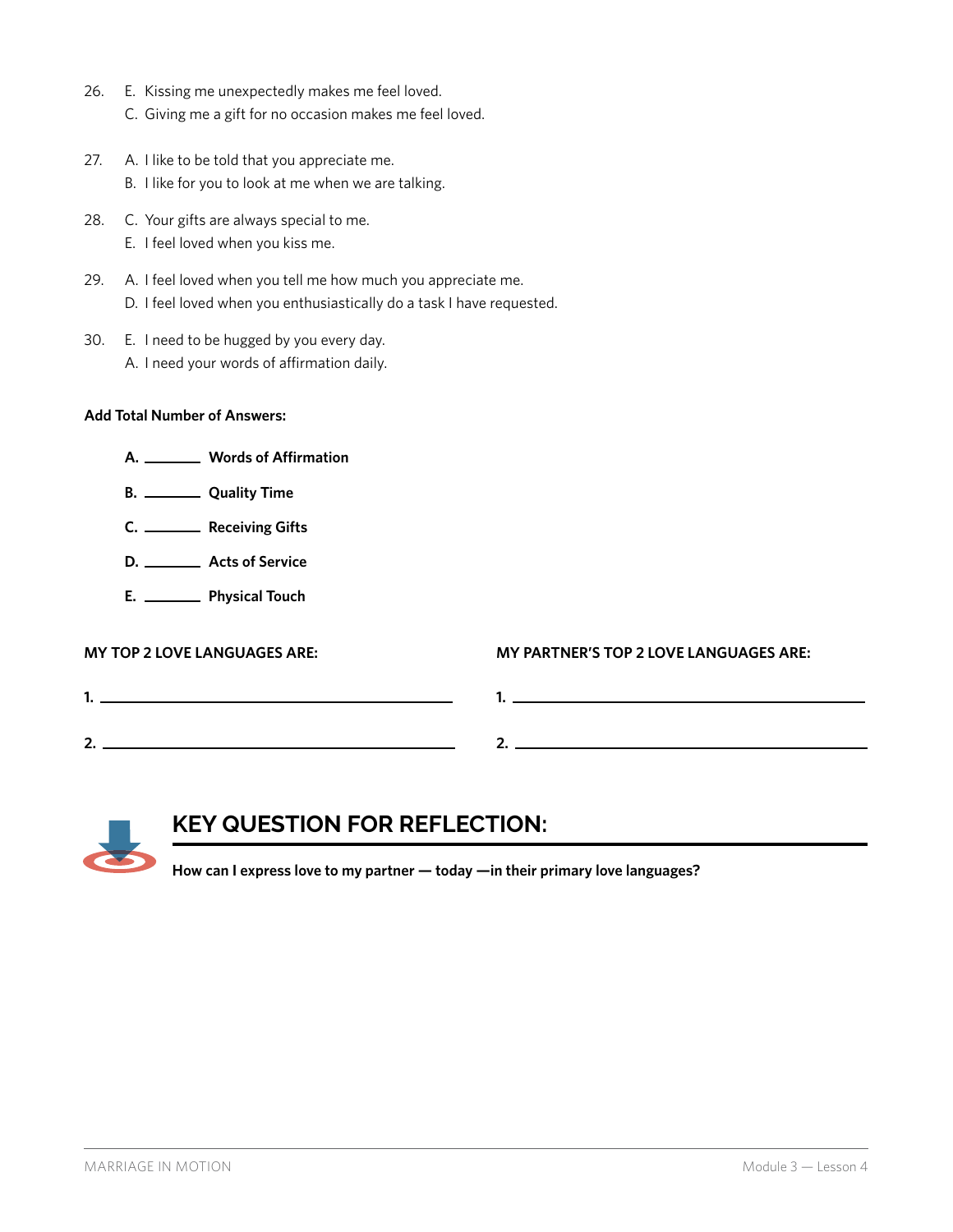26. E. Kissing me unexpectedly makes me feel loved.
    C. Giving me a gift for no occasion makes me feel loved.

27. A. I like to be told that you appreciate me.
    B. I like for you to look at me when we are talking.

28. C. Your gifts are always special to me.
    E. I feel loved when you kiss me.

29. A. I feel loved when you tell me how much you appreciate me.
    D. I feel loved when you enthusiastically do a task I have requested.

30. E. I need to be hugged by you every day.
    A. I need your words of affirmation daily.

**Add Total Number of Answers:**

**A.** _______ **Words of Affirmation**

**B.** _______ **Quality Time**

**C.** _______ **Receiving Gifts**

**D.** _______ **Acts of Service**

**E.** _______ **Physical Touch**

**MY TOP 2 LOVE LANGUAGES ARE:**

**1.** ________________________________________

**2.** ________________________________________

**MY PARTNER'S TOP 2 LOVE LANGUAGES ARE:**

**1.** ________________________________________

**2.** ________________________________________

## KEY QUESTION FOR REFLECTION:

**How can I express love to my partner — today —in their primary love languages?**